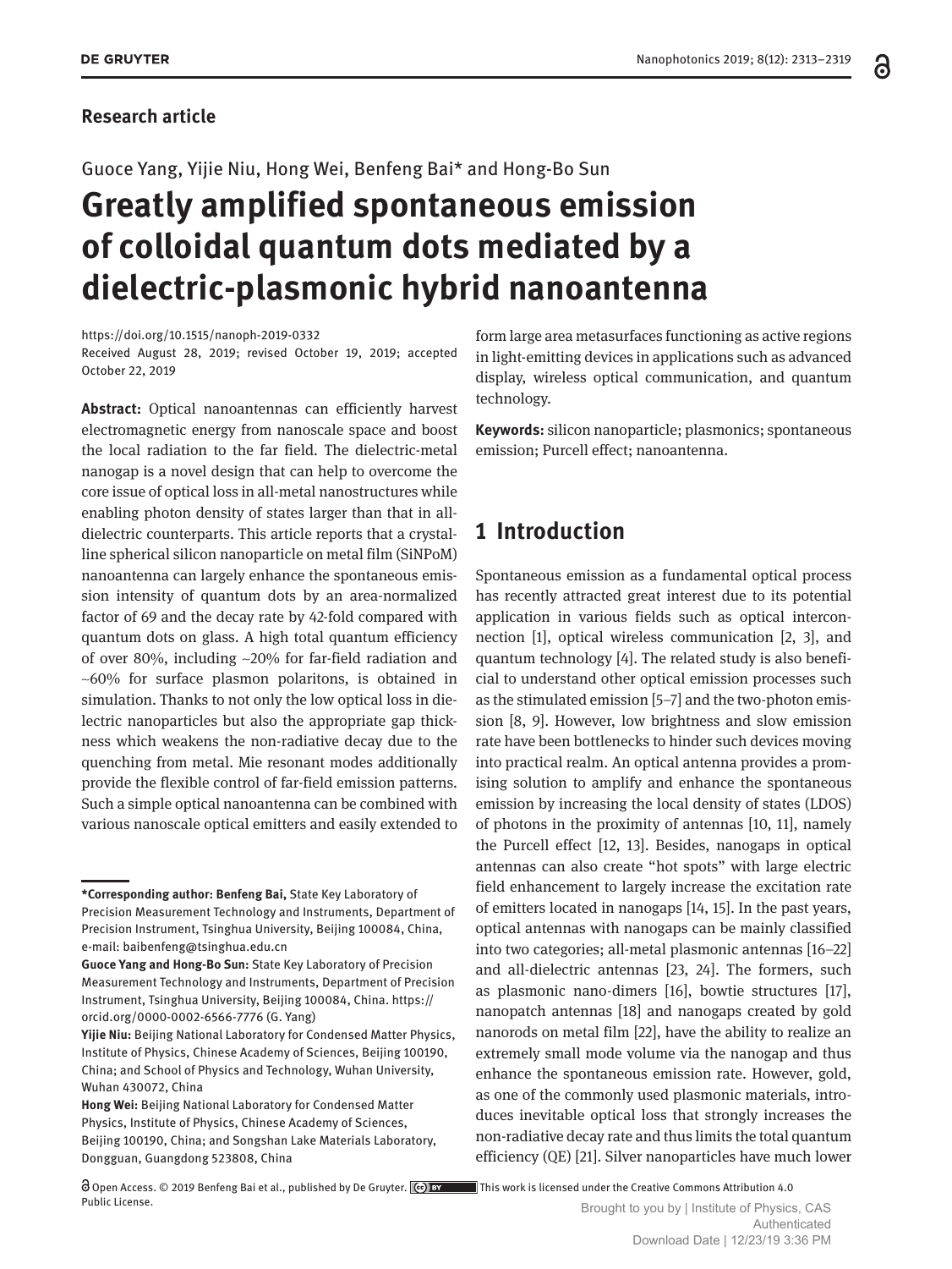**Research article**

Guoce Yang, Yijie Niu, Hong Wei, Benfeng Bai* and Hong-Bo Sun

# Greatly amplified spontaneous emission of colloidal quantum dots mediated by a dielectric-plasmonic hybrid nanoantenna

https://doi.org/10.1515/nanoph-2019-0332
Received August 28, 2019; revised October 19, 2019; accepted October 22, 2019

**Abstract:** Optical nanoantennas can efficiently harvest electromagnetic energy from nanoscale space and boost the local radiation to the far field. The dielectric-metal nanogap is a novel design that can help to overcome the core issue of optical loss in all-metal nanostructures while enabling photon density of states larger than that in all-dielectric counterparts. This article reports that a crystalline spherical silicon nanoparticle on metal film (SiNPoM) nanoantenna can largely enhance the spontaneous emission intensity of quantum dots by an area-normalized factor of 69 and the decay rate by 42-fold compared with quantum dots on glass. A high total quantum efficiency of over 80%, including ~20% for far-field radiation and ~60% for surface plasmon polaritons, is obtained in simulation. Thanks to not only the low optical loss in dielectric nanoparticles but also the appropriate gap thickness which weakens the non-radiative decay due to the quenching from metal. Mie resonant modes additionally provide the flexible control of far-field emission patterns. Such a simple optical nanoantenna can be combined with various nanoscale optical emitters and easily extended to form large area metasurfaces functioning as active regions in light-emitting devices in applications such as advanced display, wireless optical communication, and quantum technology.

**Keywords:** silicon nanoparticle; plasmonics; spontaneous emission; Purcell effect; nanoantenna.

## 1 Introduction

Spontaneous emission as a fundamental optical process has recently attracted great interest due to its potential application in various fields such as optical interconnection [1], optical wireless communication [2, 3], and quantum technology [4]. The related study is also beneficial to understand other optical emission processes such as the stimulated emission [5–7] and the two-photon emission [8, 9]. However, low brightness and slow emission rate have been bottlenecks to hinder such devices moving into practical realm. An optical antenna provides a promising solution to amplify and enhance the spontaneous emission by increasing the local density of states (LDOS) of photons in the proximity of antennas [10, 11], namely the Purcell effect [12, 13]. Besides, nanogaps in optical antennas can also create "hot spots" with large electric field enhancement to largely increase the excitation rate of emitters located in nanogaps [14, 15]. In the past years, optical antennas with nanogaps can be mainly classified into two categories; all-metal plasmonic antennas [16–22] and all-dielectric antennas [23, 24]. The formers, such as plasmonic nano-dimers [16], bowtie structures [17], nanopatch antennas [18] and nanogaps created by gold nanorods on metal film [22], have the ability to realize an extremely small mode volume via the nanogap and thus enhance the spontaneous emission rate. However, gold, as one of the commonly used plasmonic materials, introduces inevitable optical loss that strongly increases the non-radiative decay rate and thus limits the total quantum efficiency (QE) [21]. Silver nanoparticles have much lower

---

***Corresponding author: Benfeng Bai,** State Key Laboratory of Precision Measurement Technology and Instruments, Department of Precision Instrument, Tsinghua University, Beijing 100084, China, e-mail: baibenfeng@tsinghua.edu.cn

**Guoce Yang and Hong-Bo Sun:** State Key Laboratory of Precision Measurement Technology and Instruments, Department of Precision Instrument, Tsinghua University, Beijing 100084, China. https://orcid.org/0000-0002-6566-7776 (G. Yang)

**Yijie Niu:** Beijing National Laboratory for Condensed Matter Physics, Institute of Physics, Chinese Academy of Sciences, Beijing 100190, China; and School of Physics and Technology, Wuhan University, Wuhan 430072, China

**Hong Wei:** Beijing National Laboratory for Condensed Matter Physics, Institute of Physics, Chinese Academy of Sciences, Beijing 100190, China; and Songshan Lake Materials Laboratory, Dongguan, Guangdong 523808, China

Open Access. © 2019 Benfeng Bai et al., published by De Gruyter. This work is licensed under the Creative Commons Attribution 4.0 Public License.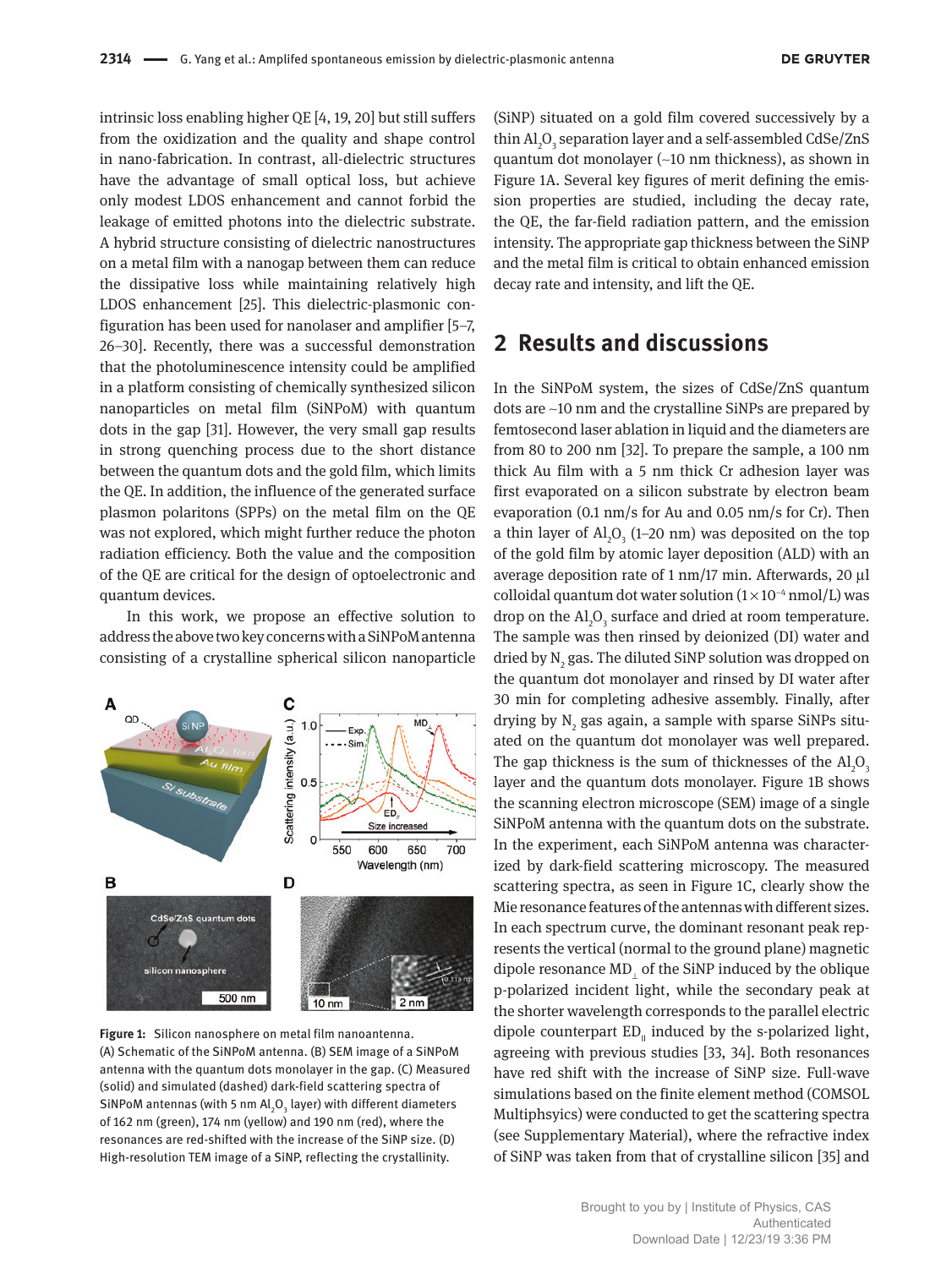intrinsic loss enabling higher QE [4, 19, 20] but still suffers from the oxidization and the quality and shape control in nano-fabrication. In contrast, all-dielectric structures have the advantage of small optical loss, but achieve only modest LDOS enhancement and cannot forbid the leakage of emitted photons into the dielectric substrate. A hybrid structure consisting of dielectric nanostructures on a metal film with a nanogap between them can reduce the dissipative loss while maintaining relatively high LDOS enhancement [25]. This dielectric-plasmonic configuration has been used for nanolaser and amplifier [5–7, 26–30]. Recently, there was a successful demonstration that the photoluminescence intensity could be amplified in a platform consisting of chemically synthesized silicon nanoparticles on metal film (SiNPoM) with quantum dots in the gap [31]. However, the very small gap results in strong quenching process due to the short distance between the quantum dots and the gold film, which limits the QE. In addition, the influence of the generated surface plasmon polaritons (SPPs) on the metal film on the QE was not explored, which might further reduce the photon radiation efficiency. Both the value and the composition of the QE are critical for the design of optoelectronic and quantum devices.

In this work, we propose an effective solution to address the above two key concerns with a SiNPoM antenna consisting of a crystalline spherical silicon nanoparticle (SiNP) situated on a gold film covered successively by a thin $Al_2O_3$ separation layer and a self-assembled CdSe/ZnS quantum dot monolayer (~10 nm thickness), as shown in Figure 1A. Several key figures of merit defining the emission properties are studied, including the decay rate, the QE, the far-field radiation pattern, and the emission intensity. The appropriate gap thickness between the SiNP and the metal film is critical to obtain enhanced emission decay rate and intensity, and lift the QE.

Figure 1: Silicon nanosphere on metal film nanoantenna. (A) Schematic of the SiNPoM antenna. (B) SEM image of a SiNPoM antenna with the quantum dots monolayer in the gap. (C) Measured (solid) and simulated (dashed) dark-field scattering spectra of SiNPoM antennas (with 5 nm $Al_2O_3$ layer) with different diameters of 162 nm (green), 174 nm (yellow) and 190 nm (red), where the resonances are red-shifted with the increase of the SiNP size. (D) High-resolution TEM image of a SiNP, reflecting the crystallinity.

## 2 Results and discussions

In the SiNPoM system, the sizes of CdSe/ZnS quantum dots are ~10 nm and the crystalline SiNPs are prepared by femtosecond laser ablation in liquid and the diameters are from 80 to 200 nm [32]. To prepare the sample, a 100 nm thick Au film with a 5 nm thick Cr adhesion layer was first evaporated on a silicon substrate by electron beam evaporation (0.1 nm/s for Au and 0.05 nm/s for Cr). Then a thin layer of $Al_2O_3$ (1–20 nm) was deposited on the top of the gold film by atomic layer deposition (ALD) with an average deposition rate of 1 nm/17 min. Afterwards, 20 μl colloidal quantum dot water solution ($1\times10^{-4}$ nmol/L) was drop on the $Al_2O_3$ surface and dried at room temperature. The sample was then rinsed by deionized (DI) water and dried by $N_2$ gas. The diluted SiNP solution was dropped on the quantum dot monolayer and rinsed by DI water after 30 min for completing adhesive assembly. Finally, after drying by $N_2$ gas again, a sample with sparse SiNPs situated on the quantum dot monolayer was well prepared. The gap thickness is the sum of thicknesses of the $Al_2O_3$ layer and the quantum dots monolayer. Figure 1B shows the scanning electron microscope (SEM) image of a single SiNPoM antenna with the quantum dots on the substrate. In the experiment, each SiNPoM antenna was characterized by dark-field scattering microscopy. The measured scattering spectra, as seen in Figure 1C, clearly show the Mie resonance features of the antennas with different sizes. In each spectrum curve, the dominant resonant peak represents the vertical (normal to the ground plane) magnetic dipole resonance $MD_\perp$ of the SiNP induced by the oblique p-polarized incident light, while the secondary peak at the shorter wavelength corresponds to the parallel electric dipole counterpart $ED_\parallel$ induced by the s-polarized light, agreeing with previous studies [33, 34]. Both resonances have red shift with the increase of SiNP size. Full-wave simulations based on the finite element method (COMSOL Multiphsyics) were conducted to get the scattering spectra (see Supplementary Material), where the refractive index of SiNP was taken from that of crystalline silicon [35] and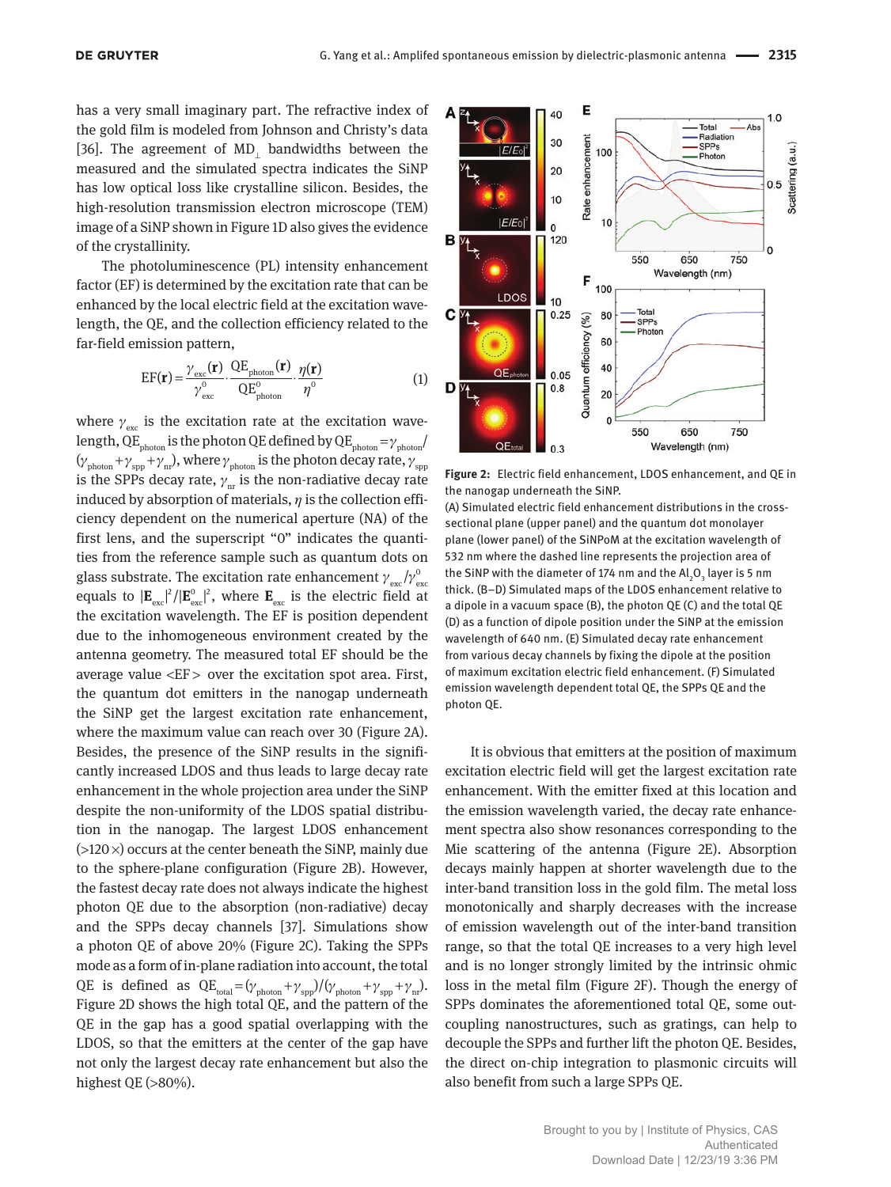has a very small imaginary part. The refractive index of the gold film is modeled from Johnson and Christy's data [36]. The agreement of $MD_{\perp}$ bandwidths between the measured and the simulated spectra indicates the SiNP has low optical loss like crystalline silicon. Besides, the high-resolution transmission electron microscope (TEM) image of a SiNP shown in Figure 1D also gives the evidence of the crystallinity.

The photoluminescence (PL) intensity enhancement factor (EF) is determined by the excitation rate that can be enhanced by the local electric field at the excitation wavelength, the QE, and the collection efficiency related to the far-field emission pattern,

$$\mathrm{EF}(\mathbf{r}) = \frac{\gamma_{\mathrm{exc}}(\mathbf{r})}{\gamma_{\mathrm{exc}}^{0}} \cdot \frac{\mathrm{QE}_{\mathrm{photon}}(\mathbf{r})}{\mathrm{QE}_{\mathrm{photon}}^{0}} \cdot \frac{\eta(\mathbf{r})}{\eta^{0}} \tag{1}$$

where $\gamma_{\mathrm{exc}}$ is the excitation rate at the excitation wavelength, $\mathrm{QE}_{\mathrm{photon}}$ is the photon QE defined by $\mathrm{QE}_{\mathrm{photon}} = \gamma_{\mathrm{photon}}/(\gamma_{\mathrm{photon}} + \gamma_{\mathrm{spp}} + \gamma_{\mathrm{nr}})$, where $\gamma_{\mathrm{photon}}$ is the photon decay rate, $\gamma_{\mathrm{spp}}$ is the SPPs decay rate, $\gamma_{\mathrm{nr}}$ is the non-radiative decay rate induced by absorption of materials, $\eta$ is the collection efficiency dependent on the numerical aperture (NA) of the first lens, and the superscript "0" indicates the quantities from the reference sample such as quantum dots on glass substrate. The excitation rate enhancement $\gamma_{\mathrm{exc}}/\gamma_{\mathrm{exc}}^{0}$ equals to $|\mathbf{E}_{\mathrm{exc}}|^2/|\mathbf{E}_{\mathrm{exc}}^{0}|^2$, where $\mathbf{E}_{\mathrm{exc}}$ is the electric field at the excitation wavelength. The EF is position dependent due to the inhomogeneous environment created by the antenna geometry. The measured total EF should be the average value <EF> over the excitation spot area. First, the quantum dot emitters in the nanogap underneath the SiNP get the largest excitation rate enhancement, where the maximum value can reach over 30 (Figure 2A). Besides, the presence of the SiNP results in the significantly increased LDOS and thus leads to large decay rate enhancement in the whole projection area under the SiNP despite the non-uniformity of the LDOS spatial distribution in the nanogap. The largest LDOS enhancement (>120×) occurs at the center beneath the SiNP, mainly due to the sphere-plane configuration (Figure 2B). However, the fastest decay rate does not always indicate the highest photon QE due to the absorption (non-radiative) decay and the SPPs decay channels [37]. Simulations show a photon QE of above 20% (Figure 2C). Taking the SPPs mode as a form of in-plane radiation into account, the total QE is defined as $\mathrm{QE}_{\mathrm{total}} = (\gamma_{\mathrm{photon}} + \gamma_{\mathrm{spp}})/(\gamma_{\mathrm{photon}} + \gamma_{\mathrm{spp}} + \gamma_{\mathrm{nr}})$. Figure 2D shows the high total QE, and the pattern of the QE in the gap has a good spatial overlapping with the LDOS, so that the emitters at the center of the gap have not only the largest decay rate enhancement but also the highest QE (>80%).

**Figure 2:** Electric field enhancement, LDOS enhancement, and QE in the nanogap underneath the SiNP.
(A) Simulated electric field enhancement distributions in the cross-sectional plane (upper panel) and the quantum dot monolayer plane (lower panel) of the SiNPoM at the excitation wavelength of 532 nm where the dashed line represents the projection area of the SiNP with the diameter of 174 nm and the $Al_2O_3$ layer is 5 nm thick. (B–D) Simulated maps of the LDOS enhancement relative to a dipole in a vacuum space (B), the photon QE (C) and the total QE (D) as a function of dipole position under the SiNP at the emission wavelength of 640 nm. (E) Simulated decay rate enhancement from various decay channels by fixing the dipole at the position of maximum excitation electric field enhancement. (F) Simulated emission wavelength dependent total QE, the SPPs QE and the photon QE.

It is obvious that emitters at the position of maximum excitation electric field will get the largest excitation rate enhancement. With the emitter fixed at this location and the emission wavelength varied, the decay rate enhancement spectra also show resonances corresponding to the Mie scattering of the antenna (Figure 2E). Absorption decays mainly happen at shorter wavelength due to the inter-band transition loss in the gold film. The metal loss monotonically and sharply decreases with the increase of emission wavelength out of the inter-band transition range, so that the total QE increases to a very high level and is no longer strongly limited by the intrinsic ohmic loss in the metal film (Figure 2F). Though the energy of SPPs dominates the aforementioned total QE, some outcoupling nanostructures, such as gratings, can help to decouple the SPPs and further lift the photon QE. Besides, the direct on-chip integration to plasmonic circuits will also benefit from such a large SPPs QE.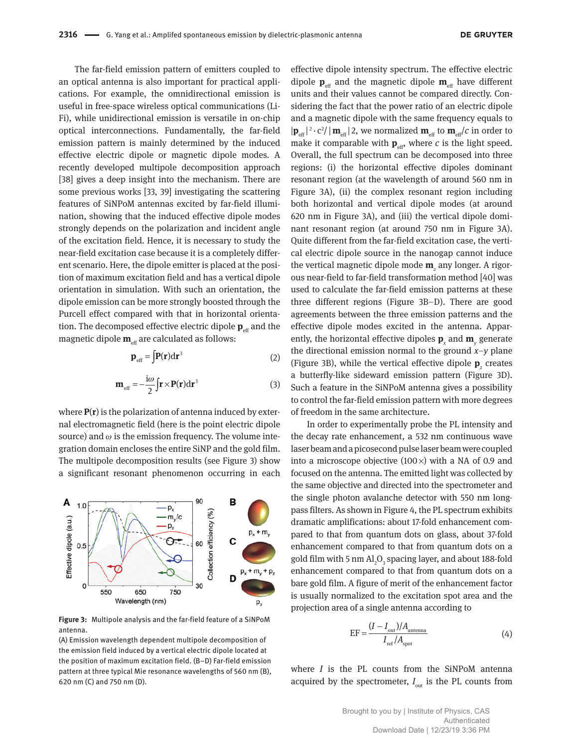The far-field emission pattern of emitters coupled to an optical antenna is also important for practical applications. For example, the omnidirectional emission is useful in free-space wireless optical communications (Li-Fi), while unidirectional emission is versatile in on-chip optical interconnections. Fundamentally, the far-field emission pattern is mainly determined by the induced effective electric dipole or magnetic dipole modes. A recently developed multipole decomposition approach [38] gives a deep insight into the mechanism. There are some previous works [33, 39] investigating the scattering features of SiNPoM antennas excited by far-field illumination, showing that the induced effective dipole modes strongly depends on the polarization and incident angle of the excitation field. Hence, it is necessary to study the near-field excitation case because it is a completely different scenario. Here, the dipole emitter is placed at the position of maximum excitation field and has a vertical dipole orientation in simulation. With such an orientation, the dipole emission can be more strongly boosted through the Purcell effect compared with that in horizontal orientation. The decomposed effective electric dipole $\mathbf{p}_{\text{eff}}$ and the magnetic dipole $\mathbf{m}_{\text{eff}}$ are calculated as follows:

$$\mathbf{p}_{\text{eff}} = \int \mathbf{P}(\mathbf{r})\mathrm{d}\mathbf{r}^3 \tag{2}$$

$$\mathbf{m}_{\text{eff}} = -\frac{\mathrm{i}\omega}{2}\int \mathbf{r} \times \mathbf{P}(\mathbf{r})\mathrm{d}\mathbf{r}^3 \tag{3}$$

where $\mathbf{P}(\mathbf{r})$ is the polarization of antenna induced by external electromagnetic field (here is the point electric dipole source) and $\omega$ is the emission frequency. The volume integration domain encloses the entire SiNP and the gold film. The multipole decomposition results (see Figure 3) show a significant resonant phenomenon occurring in each

**Figure 3:** Multipole analysis and the far-field feature of a SiNPoM antenna.
(A) Emission wavelength dependent multipole decomposition of the emission field induced by a vertical electric dipole located at the position of maximum excitation field. (B–D) Far-field emission pattern at three typical Mie resonance wavelengths of 560 nm (B), 620 nm (C) and 750 nm (D).

effective dipole intensity spectrum. The effective electric dipole $\mathbf{p}_{\text{eff}}$ and the magnetic dipole $\mathbf{m}_{\text{eff}}$ have different units and their values cannot be compared directly. Considering the fact that the power ratio of an electric dipole and a magnetic dipole with the same frequency equals to $|\mathbf{p}_{\text{eff}}|^2 \cdot c^2/|\mathbf{m}_{\text{eff}}|2$, we normalized $\mathbf{m}_{\text{eff}}$ to $\mathbf{m}_{\text{eff}}/c$ in order to make it comparable with $\mathbf{p}_{\text{eff}}$, where $c$ is the light speed. Overall, the full spectrum can be decomposed into three regions: (i) the horizontal effective dipoles dominant resonant region (at the wavelength of around 560 nm in Figure 3A), (ii) the complex resonant region including both horizontal and vertical dipole modes (at around 620 nm in Figure 3A), and (iii) the vertical dipole dominant resonant region (at around 750 nm in Figure 3A). Quite different from the far-field excitation case, the vertical electric dipole source in the nanogap cannot induce the vertical magnetic dipole mode $\mathbf{m}_z$ any longer. A rigorous near-field to far-field transformation method [40] was used to calculate the far-field emission patterns at these three different regions (Figure 3B–D). There are good agreements between the three emission patterns and the effective dipole modes excited in the antenna. Apparently, the horizontal effective dipoles $\mathbf{p}_x$ and $\mathbf{m}_y$ generate the directional emission normal to the ground $x$–$y$ plane (Figure 3B), while the vertical effective dipole $\mathbf{p}_z$ creates a butterfly-like sideward emission pattern (Figure 3D). Such a feature in the SiNPoM antenna gives a possibility to control the far-field emission pattern with more degrees of freedom in the same architecture.

In order to experimentally probe the PL intensity and the decay rate enhancement, a 532 nm continuous wave laser beam and a picosecond pulse laser beam were coupled into a microscope objective (100×) with a NA of 0.9 and focused on the antenna. The emitted light was collected by the same objective and directed into the spectrometer and the single photon avalanche detector with 550 nm long-pass filters. As shown in Figure 4, the PL spectrum exhibits dramatic amplifications: about 17-fold enhancement compared to that from quantum dots on glass, about 37-fold enhancement compared to that from quantum dots on a gold film with 5 nm $Al_2O_3$ spacing layer, and about 188-fold enhancement compared to that from quantum dots on a bare gold film. A figure of merit of the enhancement factor is usually normalized to the excitation spot area and the projection area of a single antenna according to

$$\text{EF} = \frac{(I - I_{\text{out}})/A_{\text{antenna}}}{I_{\text{ref}}/A_{\text{spot}}} \tag{4}$$

where $I$ is the PL counts from the SiNPoM antenna acquired by the spectrometer, $I_{\text{out}}$ is the PL counts from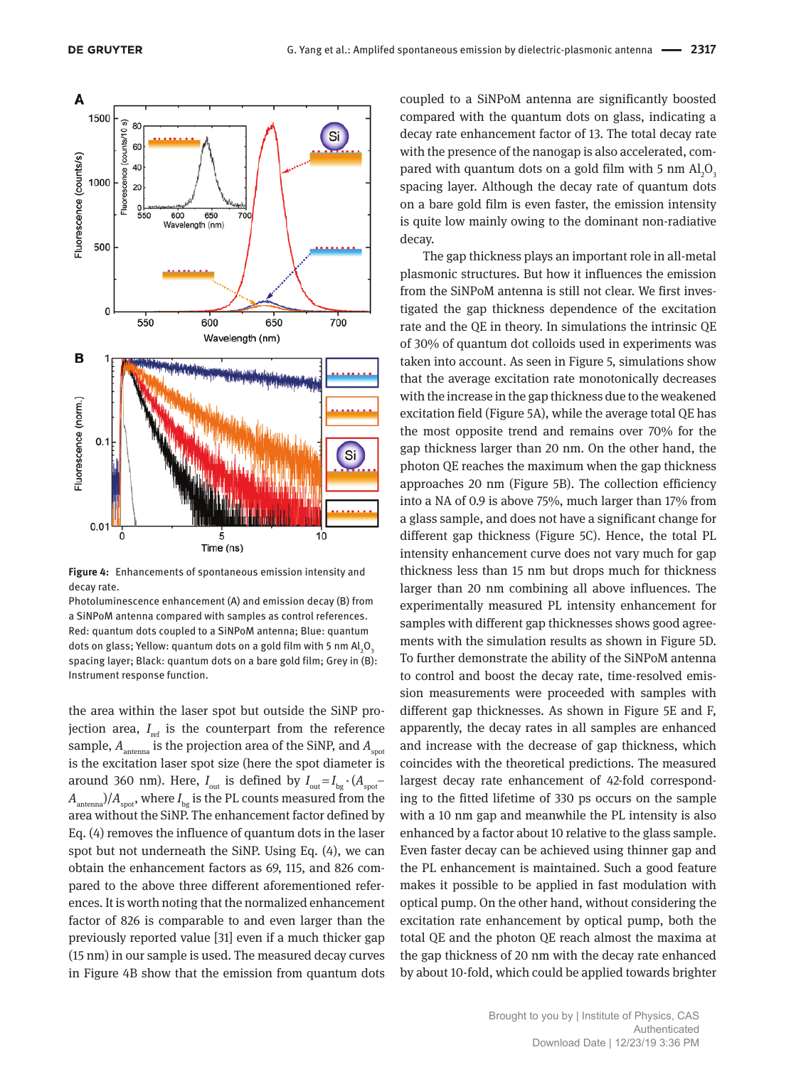**Figure 4:** Enhancements of spontaneous emission intensity and decay rate.
Photoluminescence enhancement (A) and emission decay (B) from a SiNPoM antenna compared with samples as control references. Red: quantum dots coupled to a SiNPoM antenna; Blue: quantum dots on glass; Yellow: quantum dots on a gold film with 5 nm $Al_2O_3$ spacing layer; Black: quantum dots on a bare gold film; Grey in (B): Instrument response function.

the area within the laser spot but outside the SiNP projection area, $I_{ref}$ is the counterpart from the reference sample, $A_{antenna}$ is the projection area of the SiNP, and $A_{spot}$ is the excitation laser spot size (here the spot diameter is around 360 nm). Here, $I_{out}$ is defined by $I_{out} = I_{bg} \cdot (A_{spot} - A_{antenna})/A_{spot}$, where $I_{bg}$ is the PL counts measured from the area without the SiNP. The enhancement factor defined by Eq. (4) removes the influence of quantum dots in the laser spot but not underneath the SiNP. Using Eq. (4), we can obtain the enhancement factors as 69, 115, and 826 compared to the above three different aforementioned references. It is worth noting that the normalized enhancement factor of 826 is comparable to and even larger than the previously reported value [31] even if a much thicker gap (15 nm) in our sample is used. The measured decay curves in Figure 4B show that the emission from quantum dots coupled to a SiNPoM antenna are significantly boosted compared with the quantum dots on glass, indicating a decay rate enhancement factor of 13. The total decay rate with the presence of the nanogap is also accelerated, compared with quantum dots on a gold film with 5 nm $Al_2O_3$ spacing layer. Although the decay rate of quantum dots on a bare gold film is even faster, the emission intensity is quite low mainly owing to the dominant non-radiative decay.

The gap thickness plays an important role in all-metal plasmonic structures. But how it influences the emission from the SiNPoM antenna is still not clear. We first investigated the gap thickness dependence of the excitation rate and the QE in theory. In simulations the intrinsic QE of 30% of quantum dot colloids used in experiments was taken into account. As seen in Figure 5, simulations show that the average excitation rate monotonically decreases with the increase in the gap thickness due to the weakened excitation field (Figure 5A), while the average total QE has the most opposite trend and remains over 70% for the gap thickness larger than 20 nm. On the other hand, the photon QE reaches the maximum when the gap thickness approaches 20 nm (Figure 5B). The collection efficiency into a NA of 0.9 is above 75%, much larger than 17% from a glass sample, and does not have a significant change for different gap thickness (Figure 5C). Hence, the total PL intensity enhancement curve does not vary much for gap thickness less than 15 nm but drops much for thickness larger than 20 nm combining all above influences. The experimentally measured PL intensity enhancement for samples with different gap thicknesses shows good agreements with the simulation results as shown in Figure 5D. To further demonstrate the ability of the SiNPoM antenna to control and boost the decay rate, time-resolved emission measurements were proceeded with samples with different gap thicknesses. As shown in Figure 5E and F, apparently, the decay rates in all samples are enhanced and increase with the decrease of gap thickness, which coincides with the theoretical predictions. The measured largest decay rate enhancement of 42-fold corresponding to the fitted lifetime of 330 ps occurs on the sample with a 10 nm gap and meanwhile the PL intensity is also enhanced by a factor about 10 relative to the glass sample. Even faster decay can be achieved using thinner gap and the PL enhancement is maintained. Such a good feature makes it possible to be applied in fast modulation with optical pump. On the other hand, without considering the excitation rate enhancement by optical pump, both the total QE and the photon QE reach almost the maxima at the gap thickness of 20 nm with the decay rate enhanced by about 10-fold, which could be applied towards brighter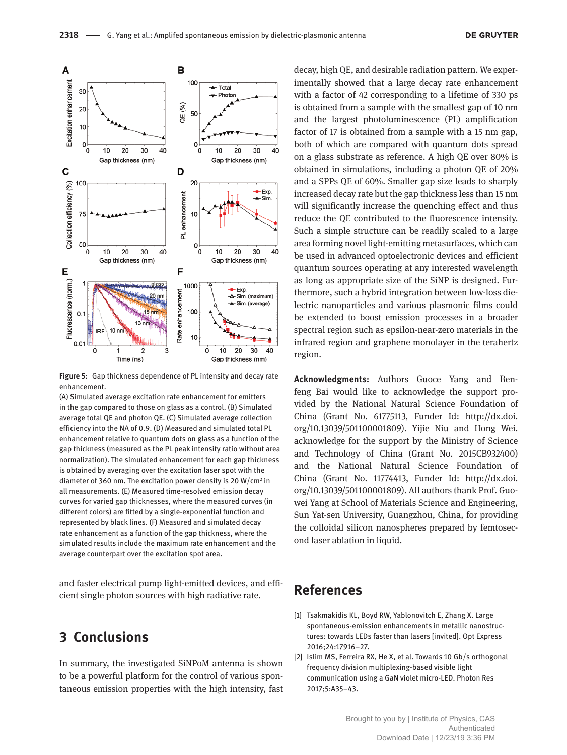**Figure 5:** Gap thickness dependence of PL intensity and decay rate enhancement.
(A) Simulated average excitation rate enhancement for emitters in the gap compared to those on glass as a control. (B) Simulated average total QE and photon QE. (C) Simulated average collection efficiency into the NA of 0.9. (D) Measured and simulated total PL enhancement relative to quantum dots on glass as a function of the gap thickness (measured as the PL peak intensity ratio without area normalization). The simulated enhancement for each gap thickness is obtained by averaging over the excitation laser spot with the diameter of 360 nm. The excitation power density is 20 W/cm$^2$ in all measurements. (E) Measured time-resolved emission decay curves for varied gap thicknesses, where the measured curves (in different colors) are fitted by a single-exponential function and represented by black lines. (F) Measured and simulated decay rate enhancement as a function of the gap thickness, where the simulated results include the maximum rate enhancement and the average counterpart over the excitation spot area.

and faster electrical pump light-emitted devices, and efficient single photon sources with high radiative rate.

## 3 Conclusions

In summary, the investigated SiNPoM antenna is shown to be a powerful platform for the control of various spontaneous emission properties with the high intensity, fast decay, high QE, and desirable radiation pattern. We experimentally showed that a large decay rate enhancement with a factor of 42 corresponding to a lifetime of 330 ps is obtained from a sample with the smallest gap of 10 nm and the largest photoluminescence (PL) amplification factor of 17 is obtained from a sample with a 15 nm gap, both of which are compared with quantum dots spread on a glass substrate as reference. A high QE over 80% is obtained in simulations, including a photon QE of 20% and a SPPs QE of 60%. Smaller gap size leads to sharply increased decay rate but the gap thickness less than 15 nm will significantly increase the quenching effect and thus reduce the QE contributed to the fluorescence intensity. Such a simple structure can be readily scaled to a large area forming novel light-emitting metasurfaces, which can be used in advanced optoelectronic devices and efficient quantum sources operating at any interested wavelength as long as appropriate size of the SiNP is designed. Furthermore, such a hybrid integration between low-loss dielectric nanoparticles and various plasmonic films could be extended to boost emission processes in a broader spectral region such as epsilon-near-zero materials in the infrared region and graphene monolayer in the terahertz region.

**Acknowledgments:** Authors Guoce Yang and Benfeng Bai would like to acknowledge the support provided by the National Natural Science Foundation of China (Grant No. 61775113, Funder Id: http://dx.doi.org/10.13039/501100001809). Yijie Niu and Hong Wei. acknowledge for the support by the Ministry of Science and Technology of China (Grant No. 2015CB932400) and the National Natural Science Foundation of China (Grant No. 11774413, Funder Id: http://dx.doi.org/10.13039/501100001809). All authors thank Prof. Guowei Yang at School of Materials Science and Engineering, Sun Yat-sen University, Guangzhou, China, for providing the colloidal silicon nanospheres prepared by femtosecond laser ablation in liquid.

## References

[1] Tsakmakidis KL, Boyd RW, Yablonovitch E, Zhang X. Large spontaneous-emission enhancements in metallic nanostructures: towards LEDs faster than lasers [invited]. Opt Express 2016;24:17916–27.

[2] Islim MS, Ferreira RX, He X, et al. Towards 10 Gb/s orthogonal frequency division multiplexing-based visible light communication using a GaN violet micro-LED. Photon Res 2017;5:A35–43.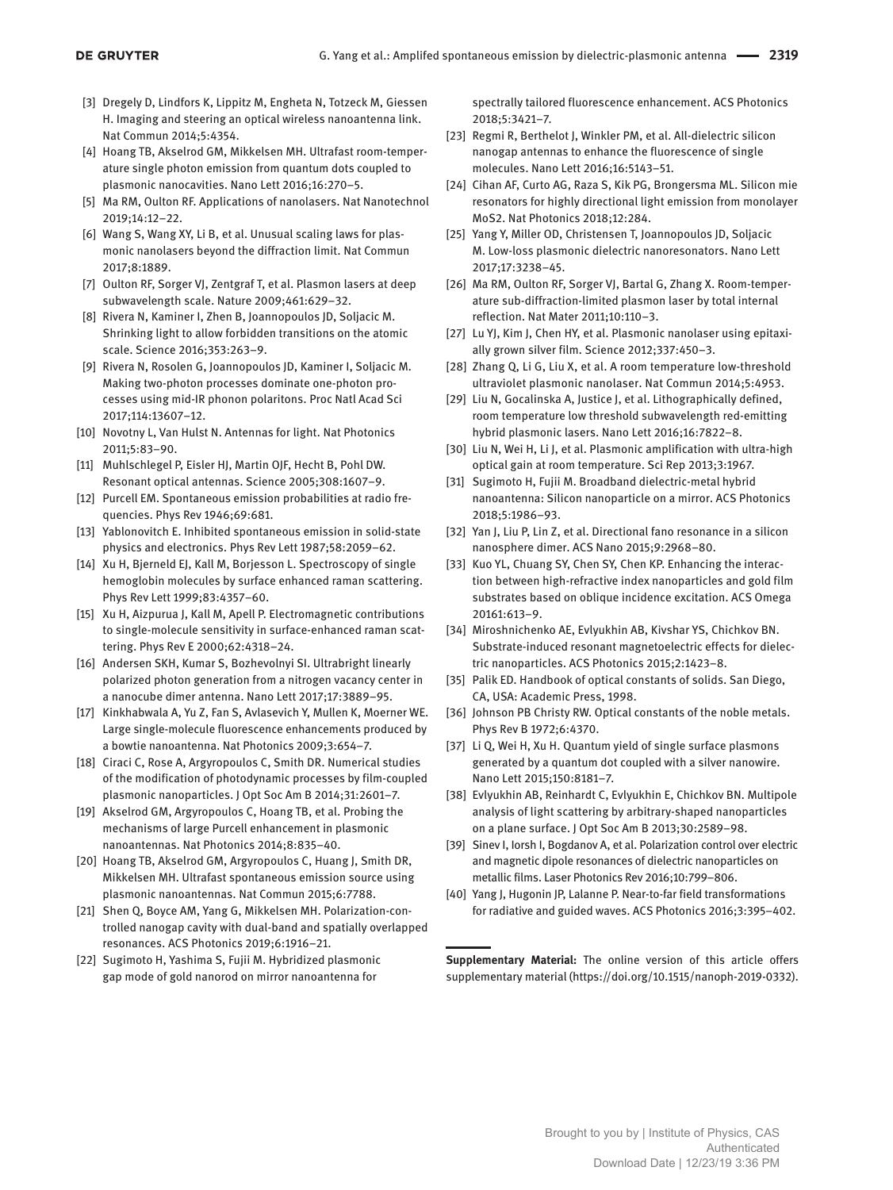[3] Dregely D, Lindfors K, Lippitz M, Engheta N, Totzeck M, Giessen H. Imaging and steering an optical wireless nanoantenna link. Nat Commun 2014;5:4354.

[4] Hoang TB, Akselrod GM, Mikkelsen MH. Ultrafast room-temperature single photon emission from quantum dots coupled to plasmonic nanocavities. Nano Lett 2016;16:270–5.

[5] Ma RM, Oulton RF. Applications of nanolasers. Nat Nanotechnol 2019;14:12–22.

[6] Wang S, Wang XY, Li B, et al. Unusual scaling laws for plasmonic nanolasers beyond the diffraction limit. Nat Commun 2017;8:1889.

[7] Oulton RF, Sorger VJ, Zentgraf T, et al. Plasmon lasers at deep subwavelength scale. Nature 2009;461:629–32.

[8] Rivera N, Kaminer I, Zhen B, Joannopoulos JD, Soljacic M. Shrinking light to allow forbidden transitions on the atomic scale. Science 2016;353:263–9.

[9] Rivera N, Rosolen G, Joannopoulos JD, Kaminer I, Soljacic M. Making two-photon processes dominate one-photon processes using mid-IR phonon polaritons. Proc Natl Acad Sci 2017;114:13607–12.

[10] Novotny L, Van Hulst N. Antennas for light. Nat Photonics 2011;5:83–90.

[11] Muhlschlegel P, Eisler HJ, Martin OJF, Hecht B, Pohl DW. Resonant optical antennas. Science 2005;308:1607–9.

[12] Purcell EM. Spontaneous emission probabilities at radio frequencies. Phys Rev 1946;69:681.

[13] Yablonovitch E. Inhibited spontaneous emission in solid-state physics and electronics. Phys Rev Lett 1987;58:2059–62.

[14] Xu H, Bjerneld EJ, Kall M, Borjesson L. Spectroscopy of single hemoglobin molecules by surface enhanced raman scattering. Phys Rev Lett 1999;83:4357–60.

[15] Xu H, Aizpurua J, Kall M, Apell P. Electromagnetic contributions to single-molecule sensitivity in surface-enhanced raman scattering. Phys Rev E 2000;62:4318–24.

[16] Andersen SKH, Kumar S, Bozhevolnyi SI. Ultrabright linearly polarized photon generation from a nitrogen vacancy center in a nanocube dimer antenna. Nano Lett 2017;17:3889–95.

[17] Kinkhabwala A, Yu Z, Fan S, Avlasevich Y, Mullen K, Moerner WE. Large single-molecule fluorescence enhancements produced by a bowtie nanoantenna. Nat Photonics 2009;3:654–7.

[18] Ciraci C, Rose A, Argyropoulos C, Smith DR. Numerical studies of the modification of photodynamic processes by film-coupled plasmonic nanoparticles. J Opt Soc Am B 2014;31:2601–7.

[19] Akselrod GM, Argyropoulos C, Hoang TB, et al. Probing the mechanisms of large Purcell enhancement in plasmonic nanoantennas. Nat Photonics 2014;8:835–40.

[20] Hoang TB, Akselrod GM, Argyropoulos C, Huang J, Smith DR, Mikkelsen MH. Ultrafast spontaneous emission source using plasmonic nanoantennas. Nat Commun 2015;6:7788.

[21] Shen Q, Boyce AM, Yang G, Mikkelsen MH. Polarization-controlled nanogap cavity with dual-band and spatially overlapped resonances. ACS Photonics 2019;6:1916–21.

[22] Sugimoto H, Yashima S, Fujii M. Hybridized plasmonic gap mode of gold nanorod on mirror nanoantenna for spectrally tailored fluorescence enhancement. ACS Photonics 2018;5:3421–7.

[23] Regmi R, Berthelot J, Winkler PM, et al. All-dielectric silicon nanogap antennas to enhance the fluorescence of single molecules. Nano Lett 2016;16:5143–51.

[24] Cihan AF, Curto AG, Raza S, Kik PG, Brongersma ML. Silicon mie resonators for highly directional light emission from monolayer MoS2. Nat Photonics 2018;12:284.

[25] Yang Y, Miller OD, Christensen T, Joannopoulos JD, Soljacic M. Low-loss plasmonic dielectric nanoresonators. Nano Lett 2017;17:3238–45.

[26] Ma RM, Oulton RF, Sorger VJ, Bartal G, Zhang X. Room-temperature sub-diffraction-limited plasmon laser by total internal reflection. Nat Mater 2011;10:110–3.

[27] Lu YJ, Kim J, Chen HY, et al. Plasmonic nanolaser using epitaxially grown silver film. Science 2012;337:450–3.

[28] Zhang Q, Li G, Liu X, et al. A room temperature low-threshold ultraviolet plasmonic nanolaser. Nat Commun 2014;5:4953.

[29] Liu N, Gocalinska A, Justice J, et al. Lithographically defined, room temperature low threshold subwavelength red-emitting hybrid plasmonic lasers. Nano Lett 2016;16:7822–8.

[30] Liu N, Wei H, Li J, et al. Plasmonic amplification with ultra-high optical gain at room temperature. Sci Rep 2013;3:1967.

[31] Sugimoto H, Fujii M. Broadband dielectric-metal hybrid nanoantenna: Silicon nanoparticle on a mirror. ACS Photonics 2018;5:1986–93.

[32] Yan J, Liu P, Lin Z, et al. Directional fano resonance in a silicon nanosphere dimer. ACS Nano 2015;9:2968–80.

[33] Kuo YL, Chuang SY, Chen SY, Chen KP. Enhancing the interaction between high-refractive index nanoparticles and gold film substrates based on oblique incidence excitation. ACS Omega 20161:613–9.

[34] Miroshnichenko AE, Evlyukhin AB, Kivshar YS, Chichkov BN. Substrate-induced resonant magnetoelectric effects for dielectric nanoparticles. ACS Photonics 2015;2:1423–8.

[35] Palik ED. Handbook of optical constants of solids. San Diego, CA, USA: Academic Press, 1998.

[36] Johnson PB Christy RW. Optical constants of the noble metals. Phys Rev B 1972;6:4370.

[37] Li Q, Wei H, Xu H. Quantum yield of single surface plasmons generated by a quantum dot coupled with a silver nanowire. Nano Lett 2015;150:8181–7.

[38] Evlyukhin AB, Reinhardt C, Evlyukhin E, Chichkov BN. Multipole analysis of light scattering by arbitrary-shaped nanoparticles on a plane surface. J Opt Soc Am B 2013;30:2589–98.

[39] Sinev I, Iorsh I, Bogdanov A, et al. Polarization control over electric and magnetic dipole resonances of dielectric nanoparticles on metallic films. Laser Photonics Rev 2016;10:799–806.

[40] Yang J, Hugonin JP, Lalanne P. Near-to-far field transformations for radiative and guided waves. ACS Photonics 2016;3:395–402.

**Supplementary Material:** The online version of this article offers supplementary material (https://doi.org/10.1515/nanoph-2019-0332).